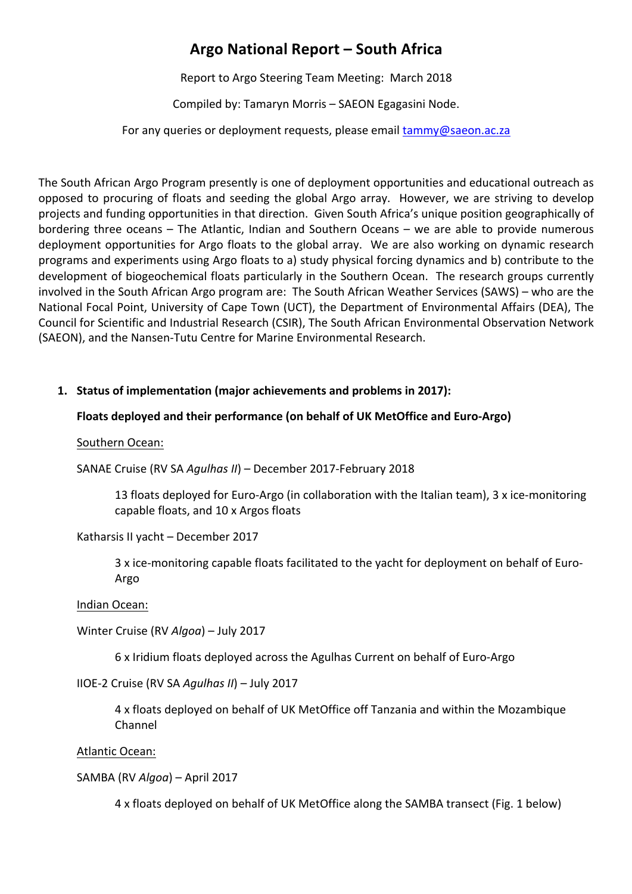# Argo National Report – South Africa

Report to Argo Steering Team Meeting: March 2018

Compiled by: Tamaryn Morris – SAEON Egagasini Node.

For any queries or deployment requests, please email tammy@saeon.ac.za

The South African Argo Program presently is one of deployment opportunities and educational outreach as opposed to procuring of floats and seeding the global Argo array. However, we are striving to develop projects and funding opportunities in that direction. Given South Africa's unique position geographically of bordering three oceans – The Atlantic, Indian and Southern Oceans – we are able to provide numerous deployment opportunities for Argo floats to the global array. We are also working on dynamic research programs and experiments using Argo floats to a) study physical forcing dynamics and b) contribute to the development of biogeochemical floats particularly in the Southern Ocean. The research groups currently involved in the South African Argo program are: The South African Weather Services (SAWS) – who are the National Focal Point, University of Cape Town (UCT), the Department of Environmental Affairs (DEA), The Council for Scientific and Industrial Research (CSIR), The South African Environmental Observation Network (SAEON), and the Nansen-Tutu Centre for Marine Environmental Research.

## 1. Status of implementation (major achievements and problems in 2017):

**Floats deployed and their performance (on behalf of UK MetOffice and Euro-Argo)**

<u>Southern Ocean:</u>

SANAE Cruise (RV SA *Agulhas II*) – December 2017-February 2018

> 13 floats deployed for Euro-Argo (in collaboration with the Italian team), 3 x ice-monitoring capable floats, and 10 x Argos floats

Katharsis II yacht – December 2017

> 3 x ice-monitoring capable floats facilitated to the yacht for deployment on behalf of Euro-Argo

<u>Indian Ocean:</u>

Winter Cruise (RV *Algoa*) – July 2017

> 6 x Iridium floats deployed across the Agulhas Current on behalf of Euro-Argo

IIOE-2 Cruise (RV SA *Agulhas II*) – July 2017

> 4 x floats deployed on behalf of UK MetOffice off Tanzania and within the Mozambique Channel

<u>Atlantic Ocean:</u>

SAMBA (RV *Algoa*) – April 2017

> 4 x floats deployed on behalf of UK MetOffice along the SAMBA transect (Fig. 1 below)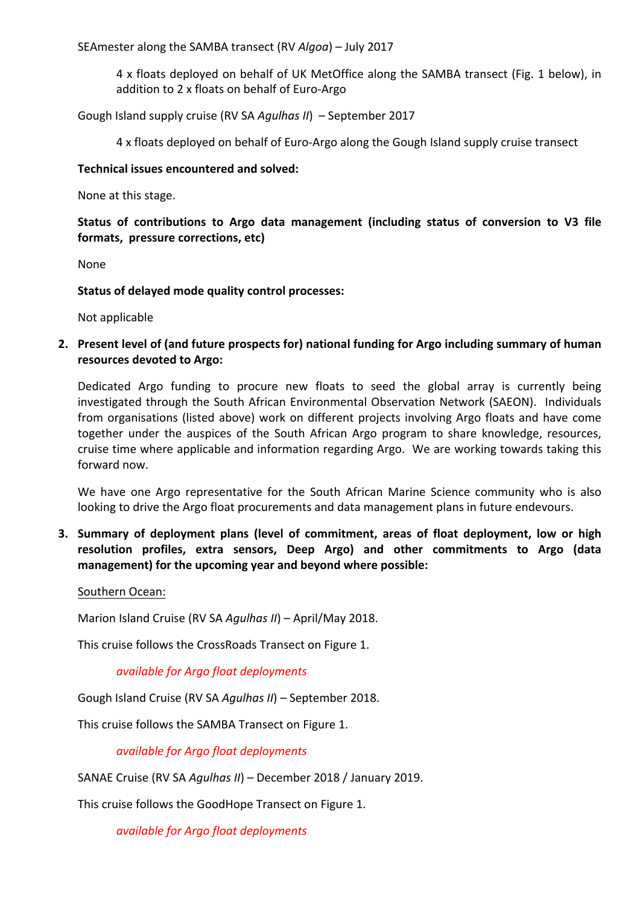SEAmester along the SAMBA transect (RV *Algoa*) – July 2017

> 4 x floats deployed on behalf of UK MetOffice along the SAMBA transect (Fig. 1 below), in addition to 2 x floats on behalf of Euro-Argo

Gough Island supply cruise (RV SA *Agulhas II*) – September 2017

> 4 x floats deployed on behalf of Euro-Argo along the Gough Island supply cruise transect

**Technical issues encountered and solved:**

None at this stage.

**Status of contributions to Argo data management (including status of conversion to V3 file formats, pressure corrections, etc)**

None

**Status of delayed mode quality control processes:**

Not applicable

2. **Present level of (and future prospects for) national funding for Argo including summary of human resources devoted to Argo:**

   Dedicated Argo funding to procure new floats to seed the global array is currently being investigated through the South African Environmental Observation Network (SAEON). Individuals from organisations (listed above) work on different projects involving Argo floats and have come together under the auspices of the South African Argo program to share knowledge, resources, cruise time where applicable and information regarding Argo. We are working towards taking this forward now.

   We have one Argo representative for the South African Marine Science community who is also looking to drive the Argo float procurements and data management plans in future endevours.

3. **Summary of deployment plans (level of commitment, areas of float deployment, low or high resolution profiles, extra sensors, Deep Argo) and other commitments to Argo (data management) for the upcoming year and beyond where possible:**

   <u>Southern Ocean:</u>

   Marion Island Cruise (RV SA *Agulhas II*) – April/May 2018.

   This cruise follows the CrossRoads Transect on Figure 1.

   > *available for Argo float deployments*

   Gough Island Cruise (RV SA *Agulhas II*) – September 2018.

   This cruise follows the SAMBA Transect on Figure 1.

   > *available for Argo float deployments*

   SANAE Cruise (RV SA *Agulhas II*) – December 2018 / January 2019.

   This cruise follows the GoodHope Transect on Figure 1.

   > *available for Argo float deployments*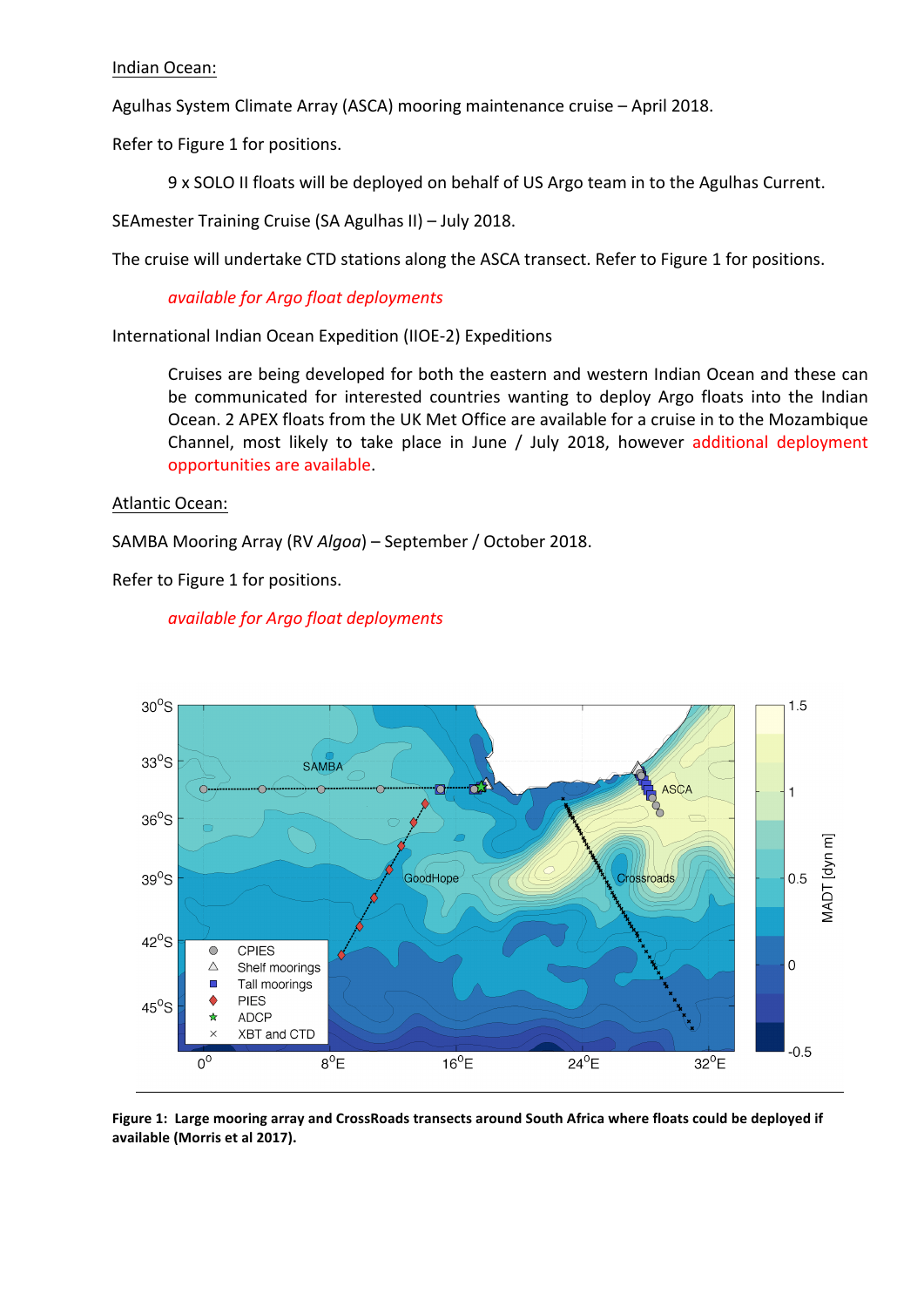<u>Indian Ocean:</u>

Agulhas System Climate Array (ASCA) mooring maintenance cruise – April 2018.

Refer to Figure 1 for positions.

> 9 x SOLO II floats will be deployed on behalf of US Argo team in to the Agulhas Current.

SEAmester Training Cruise (SA Agulhas II) – July 2018.

The cruise will undertake CTD stations along the ASCA transect. Refer to Figure 1 for positions.

> *available for Argo float deployments*

International Indian Ocean Expedition (IIOE-2) Expeditions

> Cruises are being developed for both the eastern and western Indian Ocean and these can be communicated for interested countries wanting to deploy Argo floats into the Indian Ocean. 2 APEX floats from the UK Met Office are available for a cruise in to the Mozambique Channel, most likely to take place in June / July 2018, however additional deployment opportunities are available.

<u>Atlantic Ocean:</u>

SAMBA Mooring Array (RV *Algoa*) – September / October 2018.

Refer to Figure 1 for positions.

> *available for Argo float deployments*

**Figure 1: Large mooring array and CrossRoads transects around South Africa where floats could be deployed if available (Morris et al 2017).**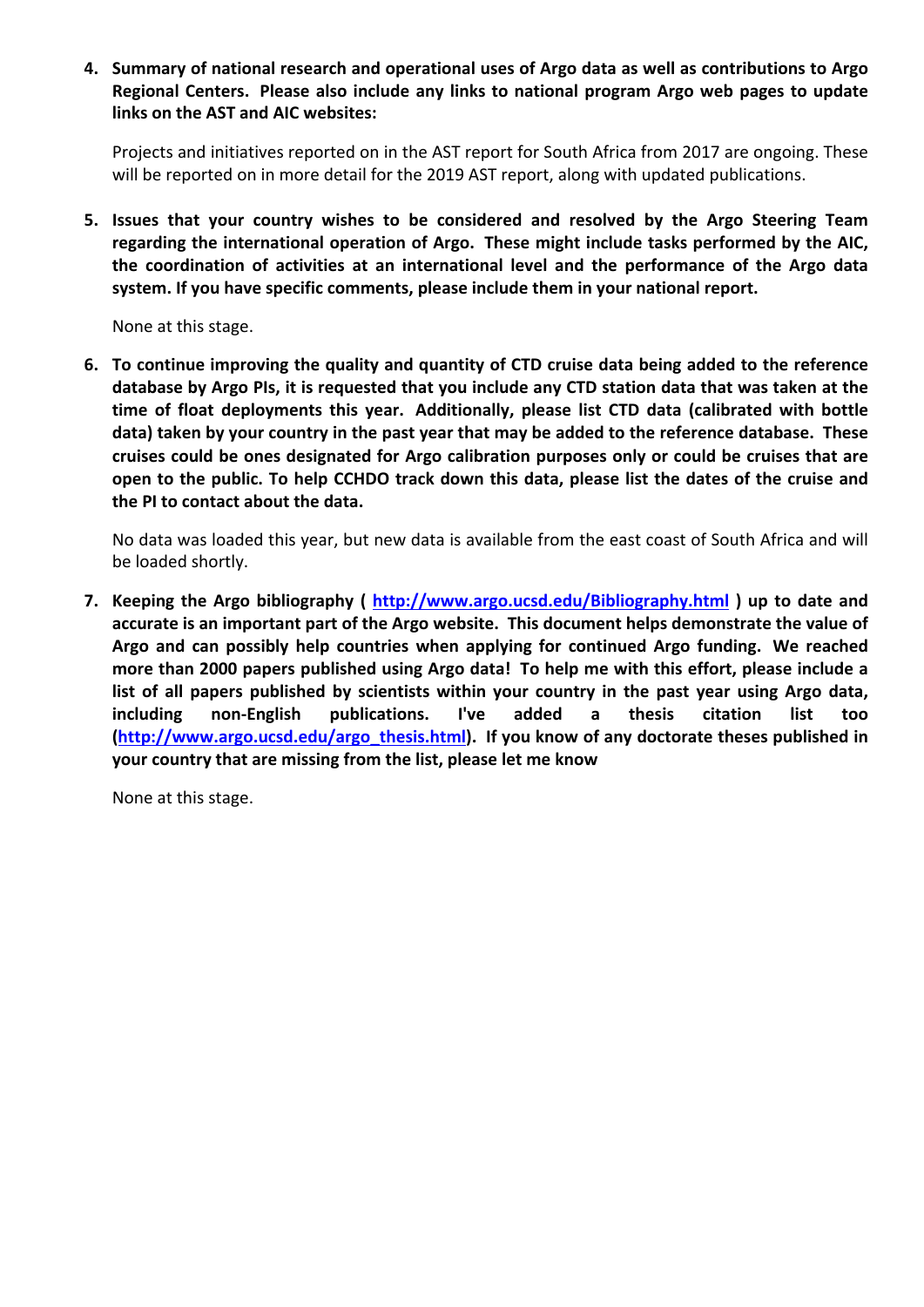4. **Summary of national research and operational uses of Argo data as well as contributions to Argo Regional Centers. Please also include any links to national program Argo web pages to update links on the AST and AIC websites:**

   Projects and initiatives reported on in the AST report for South Africa from 2017 are ongoing. These will be reported on in more detail for the 2019 AST report, along with updated publications.

5. **Issues that your country wishes to be considered and resolved by the Argo Steering Team regarding the international operation of Argo. These might include tasks performed by the AIC, the coordination of activities at an international level and the performance of the Argo data system. If you have specific comments, please include them in your national report.**

   None at this stage.

6. **To continue improving the quality and quantity of CTD cruise data being added to the reference database by Argo PIs, it is requested that you include any CTD station data that was taken at the time of float deployments this year. Additionally, please list CTD data (calibrated with bottle data) taken by your country in the past year that may be added to the reference database. These cruises could be ones designated for Argo calibration purposes only or could be cruises that are open to the public. To help CCHDO track down this data, please list the dates of the cruise and the PI to contact about the data.**

   No data was loaded this year, but new data is available from the east coast of South Africa and will be loaded shortly.

7. **Keeping the Argo bibliography ( http://www.argo.ucsd.edu/Bibliography.html ) up to date and accurate is an important part of the Argo website. This document helps demonstrate the value of Argo and can possibly help countries when applying for continued Argo funding. We reached more than 2000 papers published using Argo data! To help me with this effort, please include a list of all papers published by scientists within your country in the past year using Argo data, including non-English publications. I've added a thesis citation list too (http://www.argo.ucsd.edu/argo_thesis.html). If you know of any doctorate theses published in your country that are missing from the list, please let me know**

   None at this stage.